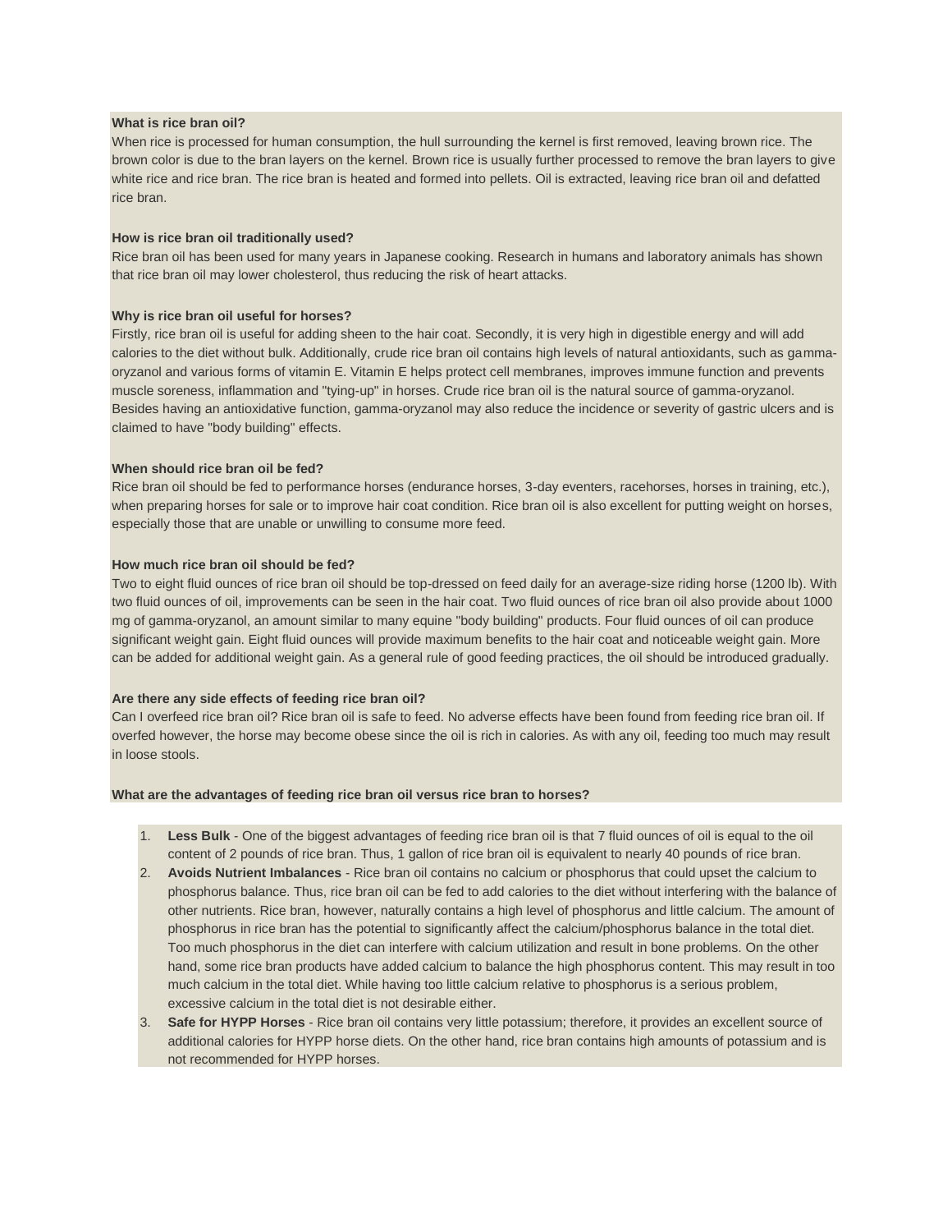**What is rice bran oil?**

When rice is processed for human consumption, the hull surrounding the kernel is first removed, leaving brown rice. The brown color is due to the bran layers on the kernel. Brown rice is usually further processed to remove the bran layers to give white rice and rice bran. The rice bran is heated and formed into pellets. Oil is extracted, leaving rice bran oil and defatted rice bran.

**How is rice bran oil traditionally used?**

Rice bran oil has been used for many years in Japanese cooking. Research in humans and laboratory animals has shown that rice bran oil may lower cholesterol, thus reducing the risk of heart attacks.

**Why is rice bran oil useful for horses?**

Firstly, rice bran oil is useful for adding sheen to the hair coat. Secondly, it is very high in digestible energy and will add calories to the diet without bulk. Additionally, crude rice bran oil contains high levels of natural antioxidants, such as gamma-oryzanol and various forms of vitamin E. Vitamin E helps protect cell membranes, improves immune function and prevents muscle soreness, inflammation and "tying-up" in horses. Crude rice bran oil is the natural source of gamma-oryzanol. Besides having an antioxidative function, gamma-oryzanol may also reduce the incidence or severity of gastric ulcers and is claimed to have "body building" effects.

**When should rice bran oil be fed?**

Rice bran oil should be fed to performance horses (endurance horses, 3-day eventers, racehorses, horses in training, etc.), when preparing horses for sale or to improve hair coat condition. Rice bran oil is also excellent for putting weight on horses, especially those that are unable or unwilling to consume more feed.

**How much rice bran oil should be fed?**

Two to eight fluid ounces of rice bran oil should be top-dressed on feed daily for an average-size riding horse (1200 lb). With two fluid ounces of oil, improvements can be seen in the hair coat. Two fluid ounces of rice bran oil also provide about 1000 mg of gamma-oryzanol, an amount similar to many equine "body building" products. Four fluid ounces of oil can produce significant weight gain. Eight fluid ounces will provide maximum benefits to the hair coat and noticeable weight gain. More can be added for additional weight gain. As a general rule of good feeding practices, the oil should be introduced gradually.

**Are there any side effects of feeding rice bran oil?**

Can I overfeed rice bran oil? Rice bran oil is safe to feed. No adverse effects have been found from feeding rice bran oil. If overfed however, the horse may become obese since the oil is rich in calories. As with any oil, feeding too much may result in loose stools.

**What are the advantages of feeding rice bran oil versus rice bran to horses?**

1. **Less Bulk** - One of the biggest advantages of feeding rice bran oil is that 7 fluid ounces of oil is equal to the oil content of 2 pounds of rice bran. Thus, 1 gallon of rice bran oil is equivalent to nearly 40 pounds of rice bran.
2. **Avoids Nutrient Imbalances** - Rice bran oil contains no calcium or phosphorus that could upset the calcium to phosphorus balance. Thus, rice bran oil can be fed to add calories to the diet without interfering with the balance of other nutrients. Rice bran, however, naturally contains a high level of phosphorus and little calcium. The amount of phosphorus in rice bran has the potential to significantly affect the calcium/phosphorus balance in the total diet. Too much phosphorus in the diet can interfere with calcium utilization and result in bone problems. On the other hand, some rice bran products have added calcium to balance the high phosphorus content. This may result in too much calcium in the total diet. While having too little calcium relative to phosphorus is a serious problem, excessive calcium in the total diet is not desirable either.
3. **Safe for HYPP Horses** - Rice bran oil contains very little potassium; therefore, it provides an excellent source of additional calories for HYPP horse diets. On the other hand, rice bran contains high amounts of potassium and is not recommended for HYPP horses.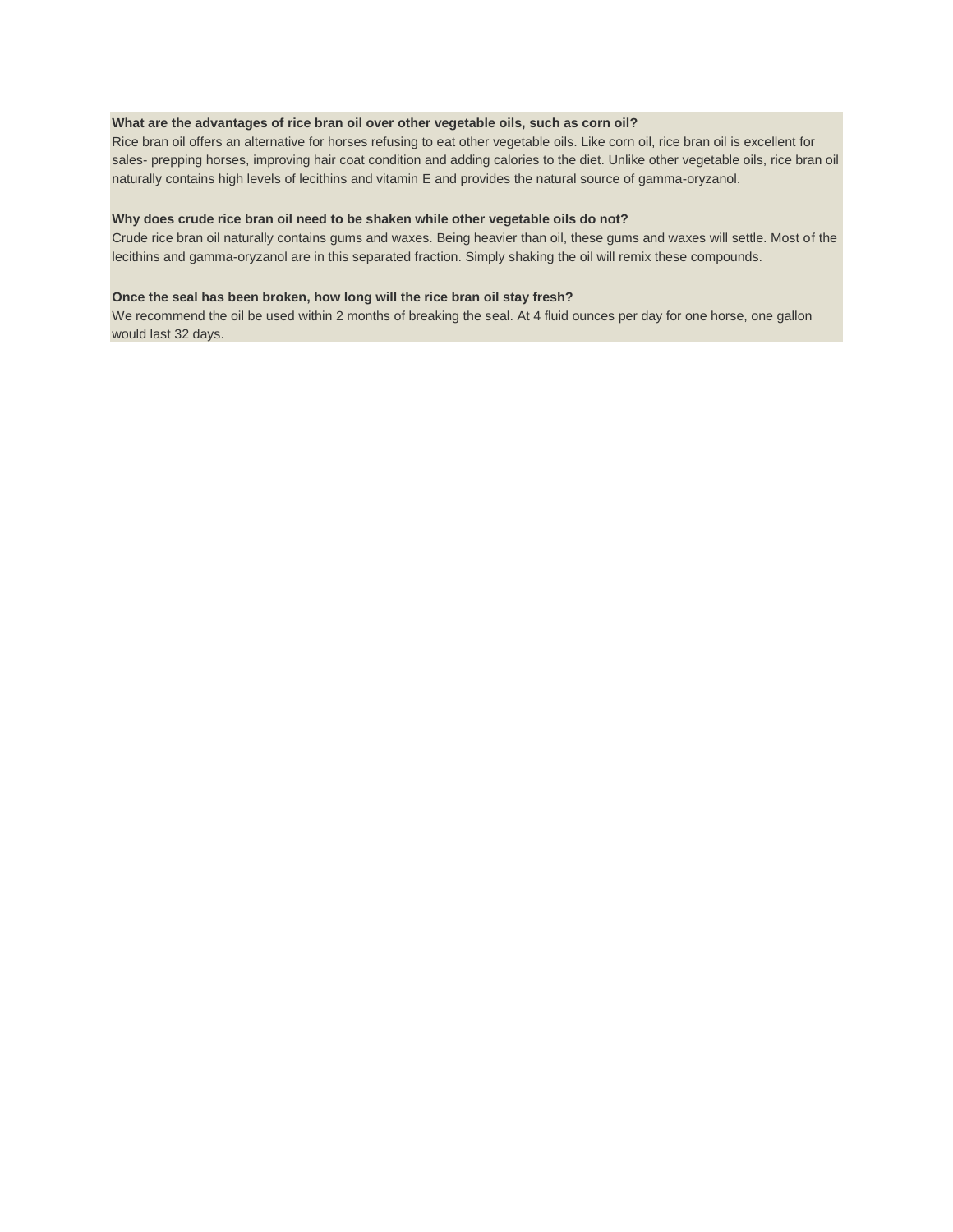**What are the advantages of rice bran oil over other vegetable oils, such as corn oil?**
Rice bran oil offers an alternative for horses refusing to eat other vegetable oils. Like corn oil, rice bran oil is excellent for sales- prepping horses, improving hair coat condition and adding calories to the diet. Unlike other vegetable oils, rice bran oil naturally contains high levels of lecithins and vitamin E and provides the natural source of gamma-oryzanol.

**Why does crude rice bran oil need to be shaken while other vegetable oils do not?**
Crude rice bran oil naturally contains gums and waxes. Being heavier than oil, these gums and waxes will settle. Most of the lecithins and gamma-oryzanol are in this separated fraction. Simply shaking the oil will remix these compounds.

**Once the seal has been broken, how long will the rice bran oil stay fresh?**
We recommend the oil be used within 2 months of breaking the seal. At 4 fluid ounces per day for one horse, one gallon would last 32 days.